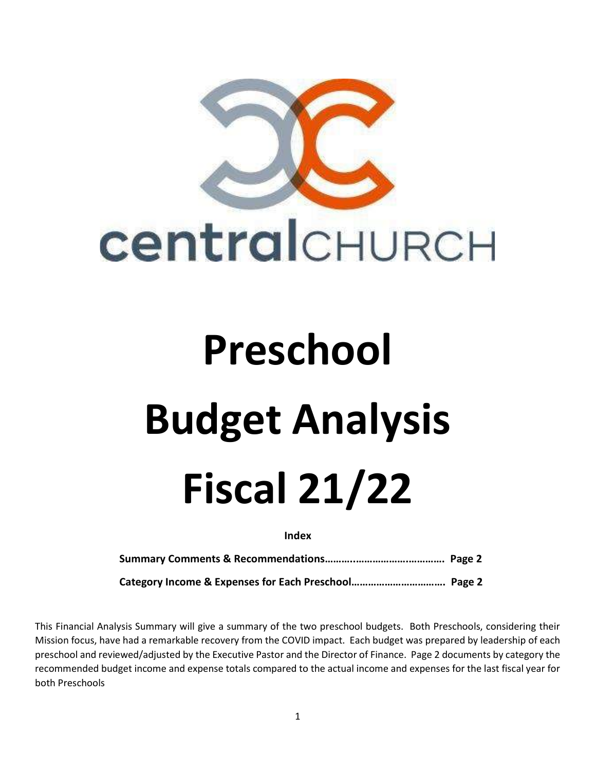centralCHURCH

# Preschool Budget Analysis Fiscal 21/22

**Index**

**Summary Comments & Recommendations………..……………….………… Page 2**

**Category Income & Expenses for Each Preschool……………………………. Page 2**

This Financial Analysis Summary will give a summary of the two preschool budgets. Both Preschools, considering their Mission focus, have had a remarkable recovery from the COVID impact. Each budget was prepared by leadership of each preschool and reviewed/adjusted by the Executive Pastor and the Director of Finance. Page 2 documents by category the recommended budget income and expense totals compared to the actual income and expenses for the last fiscal year for both Preschools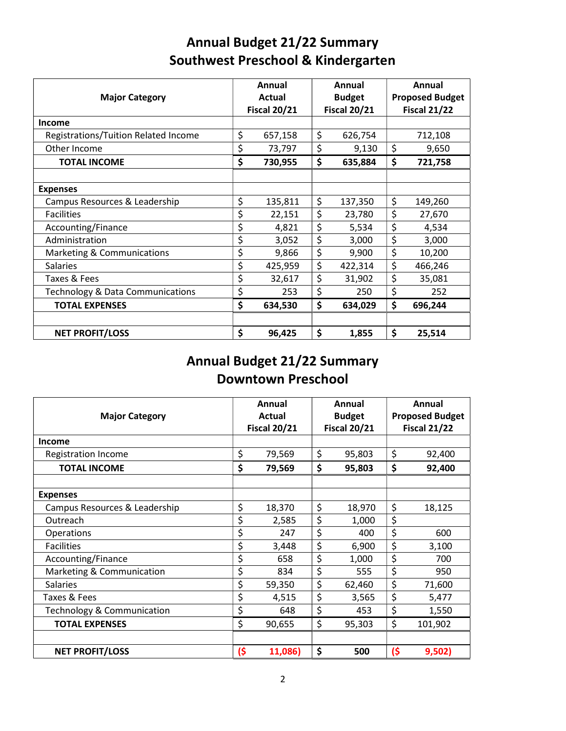# Annual Budget 21/22 Summary
## Southwest Preschool & Kindergarten

| Major Category | Annual Actual Fiscal 20/21 | Annual Budget Fiscal 20/21 | Annual Proposed Budget Fiscal 21/22 |
|---|---|---|---|
| **Income** | | | |
| Registrations/Tuition Related Income | $ 657,158 | $ 626,754 | 712,108 |
| Other Income | $ 73,797 | $ 9,130 | $ 9,650 |
| **TOTAL INCOME** | **$ 730,955** | **$ 635,884** | **$ 721,758** |
| | | | |
| **Expenses** | | | |
| Campus Resources & Leadership | $ 135,811 | $ 137,350 | $ 149,260 |
| Facilities | $ 22,151 | $ 23,780 | $ 27,670 |
| Accounting/Finance | $ 4,821 | $ 5,534 | $ 4,534 |
| Administration | $ 3,052 | $ 3,000 | $ 3,000 |
| Marketing & Communications | $ 9,866 | $ 9,900 | $ 10,200 |
| Salaries | $ 425,959 | $ 422,314 | $ 466,246 |
| Taxes & Fees | $ 32,617 | $ 31,902 | $ 35,081 |
| Technology & Data Communications | $ 253 | $ 250 | $ 252 |
| **TOTAL EXPENSES** | **$ 634,530** | **$ 634,029** | **$ 696,244** |
| | | | |
| **NET PROFIT/LOSS** | **$ 96,425** | **$ 1,855** | **$ 25,514** |

# Annual Budget 21/22 Summary
## Downtown Preschool

| Major Category | Annual Actual Fiscal 20/21 | Annual Budget Fiscal 20/21 | Annual Proposed Budget Fiscal 21/22 |
|---|---|---|---|
| **Income** | | | |
| Registration Income | $ 79,569 | $ 95,803 | $ 92,400 |
| **TOTAL INCOME** | **$ 79,569** | **$ 95,803** | **$ 92,400** |
| | | | |
| **Expenses** | | | |
| Campus Resources & Leadership | $ 18,370 | $ 18,970 | $ 18,125 |
| Outreach | $ 2,585 | $ 1,000 | $ |
| Operations | $ 247 | $ 400 | $ 600 |
| Facilities | $ 3,448 | $ 6,900 | $ 3,100 |
| Accounting/Finance | $ 658 | $ 1,000 | $ 700 |
| Marketing & Communication | $ 834 | $ 555 | $ 950 |
| Salaries | $ 59,350 | $ 62,460 | $ 71,600 |
| Taxes & Fees | $ 4,515 | $ 3,565 | $ 5,477 |
| Technology & Communication | $ 648 | $ 453 | $ 1,550 |
| **TOTAL EXPENSES** | $ 90,655 | $ 95,303 | $ 101,902 |
| | | | |
| **NET PROFIT/LOSS** | **($ 11,086)** | **$ 500** | **($ 9,502)** |